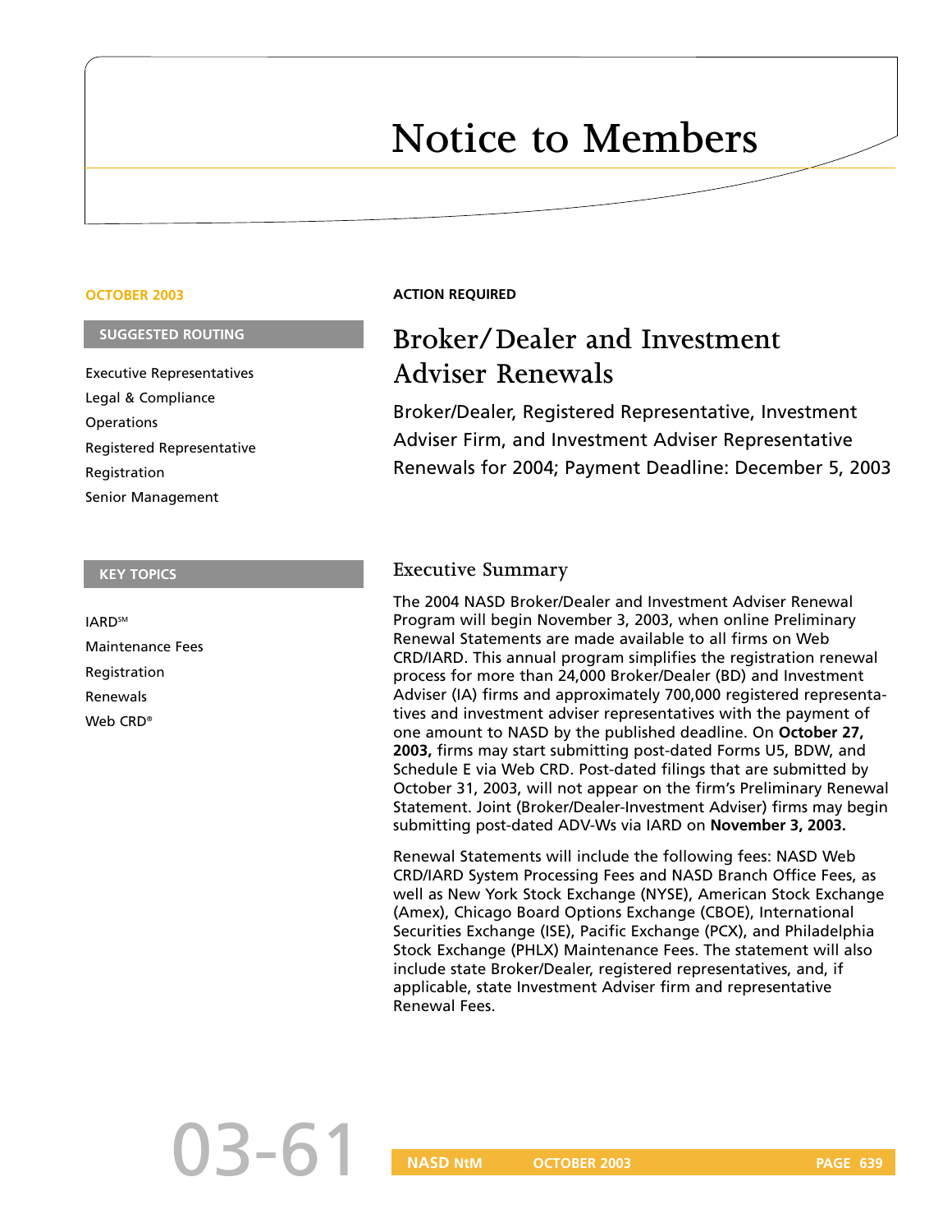# Notice to Members

**OCTOBER 2003**

**SUGGESTED ROUTING**

Executive Representatives
Legal & Compliance
Operations
Registered Representative
Registration
Senior Management

**KEY TOPICS**

IARD℠
Maintenance Fees
Registration
Renewals
Web CRD®

**ACTION REQUIRED**

## Broker/Dealer and Investment Adviser Renewals

Broker/Dealer, Registered Representative, Investment Adviser Firm, and Investment Adviser Representative Renewals for 2004; Payment Deadline: December 5, 2003

### Executive Summary

The 2004 NASD Broker/Dealer and Investment Adviser Renewal Program will begin November 3, 2003, when online Preliminary Renewal Statements are made available to all firms on Web CRD/IARD. This annual program simplifies the registration renewal process for more than 24,000 Broker/Dealer (BD) and Investment Adviser (IA) firms and approximately 700,000 registered representatives and investment adviser representatives with the payment of one amount to NASD by the published deadline. On **October 27, 2003,** firms may start submitting post-dated Forms U5, BDW, and Schedule E via Web CRD. Post-dated filings that are submitted by October 31, 2003, will not appear on the firm's Preliminary Renewal Statement. Joint (Broker/Dealer-Investment Adviser) firms may begin submitting post-dated ADV-Ws via IARD on **November 3, 2003.**

Renewal Statements will include the following fees: NASD Web CRD/IARD System Processing Fees and NASD Branch Office Fees, as well as New York Stock Exchange (NYSE), American Stock Exchange (Amex), Chicago Board Options Exchange (CBOE), International Securities Exchange (ISE), Pacific Exchange (PCX), and Philadelphia Stock Exchange (PHLX) Maintenance Fees. The statement will also include state Broker/Dealer, registered representatives, and, if applicable, state Investment Adviser firm and representative Renewal Fees.

03-61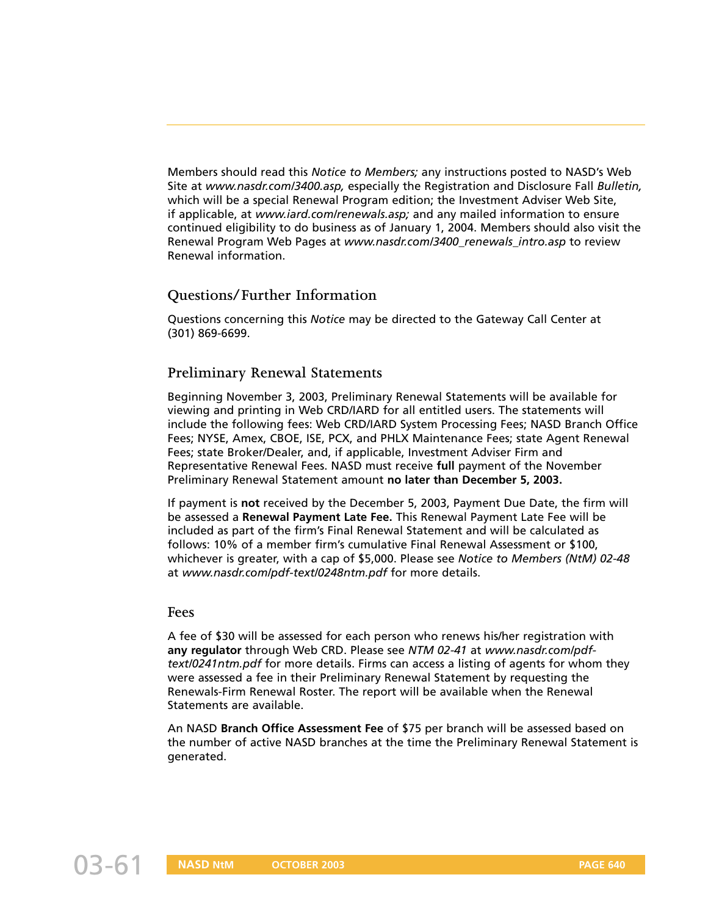Members should read this *Notice to Members;* any instructions posted to NASD's Web Site at *www.nasdr.com/3400.asp,* especially the Registration and Disclosure Fall *Bulletin,* which will be a special Renewal Program edition; the Investment Adviser Web Site, if applicable, at *www.iard.com/renewals.asp;* and any mailed information to ensure continued eligibility to do business as of January 1, 2004. Members should also visit the Renewal Program Web Pages at *www.nasdr.com/3400_renewals_intro.asp* to review Renewal information.

## Questions/Further Information

Questions concerning this *Notice* may be directed to the Gateway Call Center at (301) 869-6699.

## Preliminary Renewal Statements

Beginning November 3, 2003, Preliminary Renewal Statements will be available for viewing and printing in Web CRD/IARD for all entitled users. The statements will include the following fees: Web CRD/IARD System Processing Fees; NASD Branch Office Fees; NYSE, Amex, CBOE, ISE, PCX, and PHLX Maintenance Fees; state Agent Renewal Fees; state Broker/Dealer, and, if applicable, Investment Adviser Firm and Representative Renewal Fees. NASD must receive **full** payment of the November Preliminary Renewal Statement amount **no later than December 5, 2003.**

If payment is **not** received by the December 5, 2003, Payment Due Date, the firm will be assessed a **Renewal Payment Late Fee.** This Renewal Payment Late Fee will be included as part of the firm's Final Renewal Statement and will be calculated as follows: 10% of a member firm's cumulative Final Renewal Assessment or $100, whichever is greater, with a cap of $5,000. Please see *Notice to Members (NtM) 02-48* at *www.nasdr.com/pdf-text/0248ntm.pdf* for more details.

## Fees

A fee of $30 will be assessed for each person who renews his/her registration with **any regulator** through Web CRD. Please see *NTM 02-41* at *www.nasdr.com/pdf-text/0241ntm.pdf* for more details. Firms can access a listing of agents for whom they were assessed a fee in their Preliminary Renewal Statement by requesting the Renewals-Firm Renewal Roster. The report will be available when the Renewal Statements are available.

An NASD **Branch Office Assessment Fee** of $75 per branch will be assessed based on the number of active NASD branches at the time the Preliminary Renewal Statement is generated.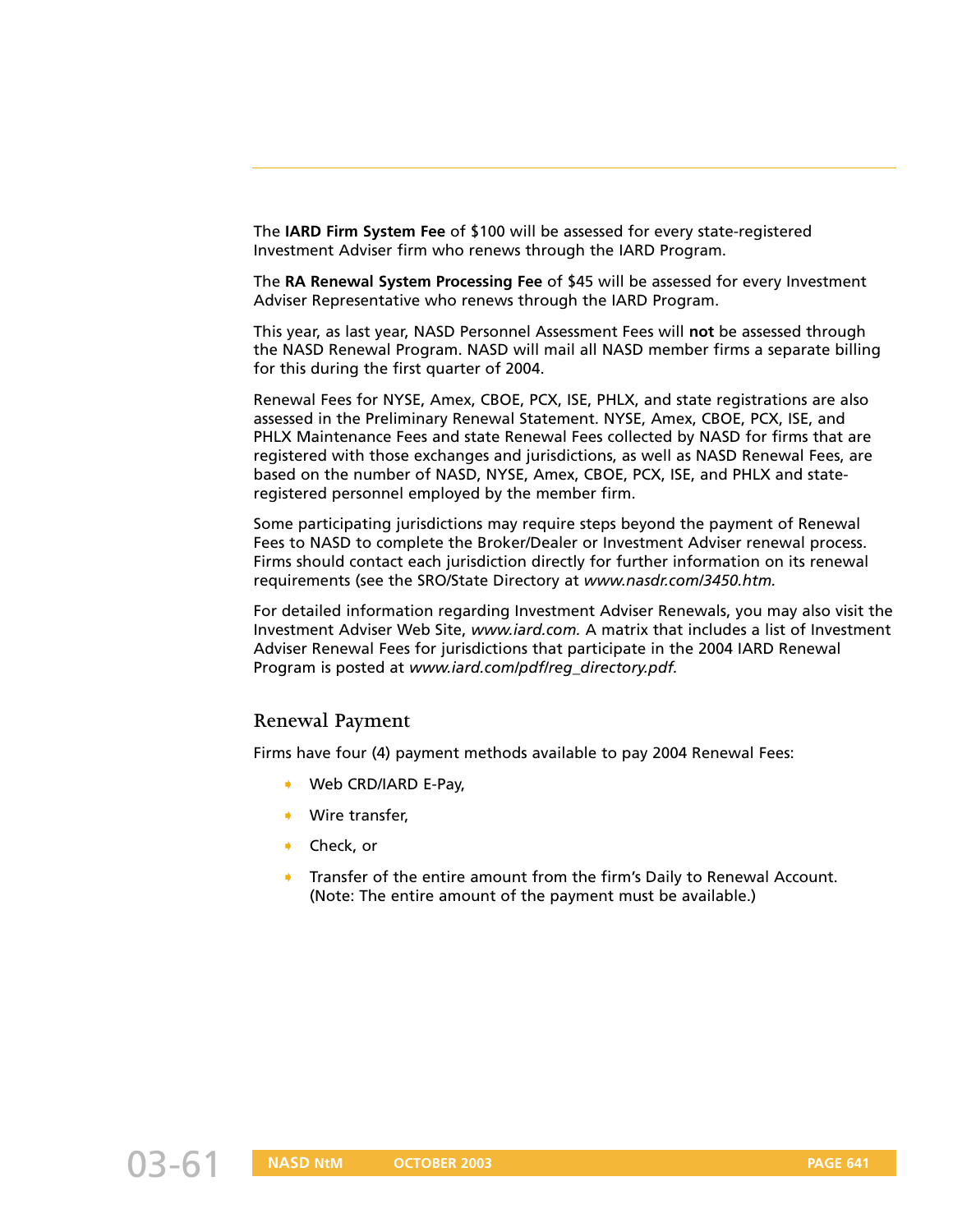The **IARD Firm System Fee** of $100 will be assessed for every state-registered Investment Adviser firm who renews through the IARD Program.

The **RA Renewal System Processing Fee** of $45 will be assessed for every Investment Adviser Representative who renews through the IARD Program.

This year, as last year, NASD Personnel Assessment Fees will **not** be assessed through the NASD Renewal Program. NASD will mail all NASD member firms a separate billing for this during the first quarter of 2004.

Renewal Fees for NYSE, Amex, CBOE, PCX, ISE, PHLX, and state registrations are also assessed in the Preliminary Renewal Statement. NYSE, Amex, CBOE, PCX, ISE, and PHLX Maintenance Fees and state Renewal Fees collected by NASD for firms that are registered with those exchanges and jurisdictions, as well as NASD Renewal Fees, are based on the number of NASD, NYSE, Amex, CBOE, PCX, ISE, and PHLX and state-registered personnel employed by the member firm.

Some participating jurisdictions may require steps beyond the payment of Renewal Fees to NASD to complete the Broker/Dealer or Investment Adviser renewal process. Firms should contact each jurisdiction directly for further information on its renewal requirements (see the SRO/State Directory at *www.nasdr.com/3450.htm.*

For detailed information regarding Investment Adviser Renewals, you may also visit the Investment Adviser Web Site, *www.iard.com.* A matrix that includes a list of Investment Adviser Renewal Fees for jurisdictions that participate in the 2004 IARD Renewal Program is posted at *www.iard.com/pdf/reg_directory.pdf.*

## Renewal Payment

Firms have four (4) payment methods available to pay 2004 Renewal Fees:

- Web CRD/IARD E-Pay,
- Wire transfer,
- Check, or
- Transfer of the entire amount from the firm's Daily to Renewal Account. (Note: The entire amount of the payment must be available.)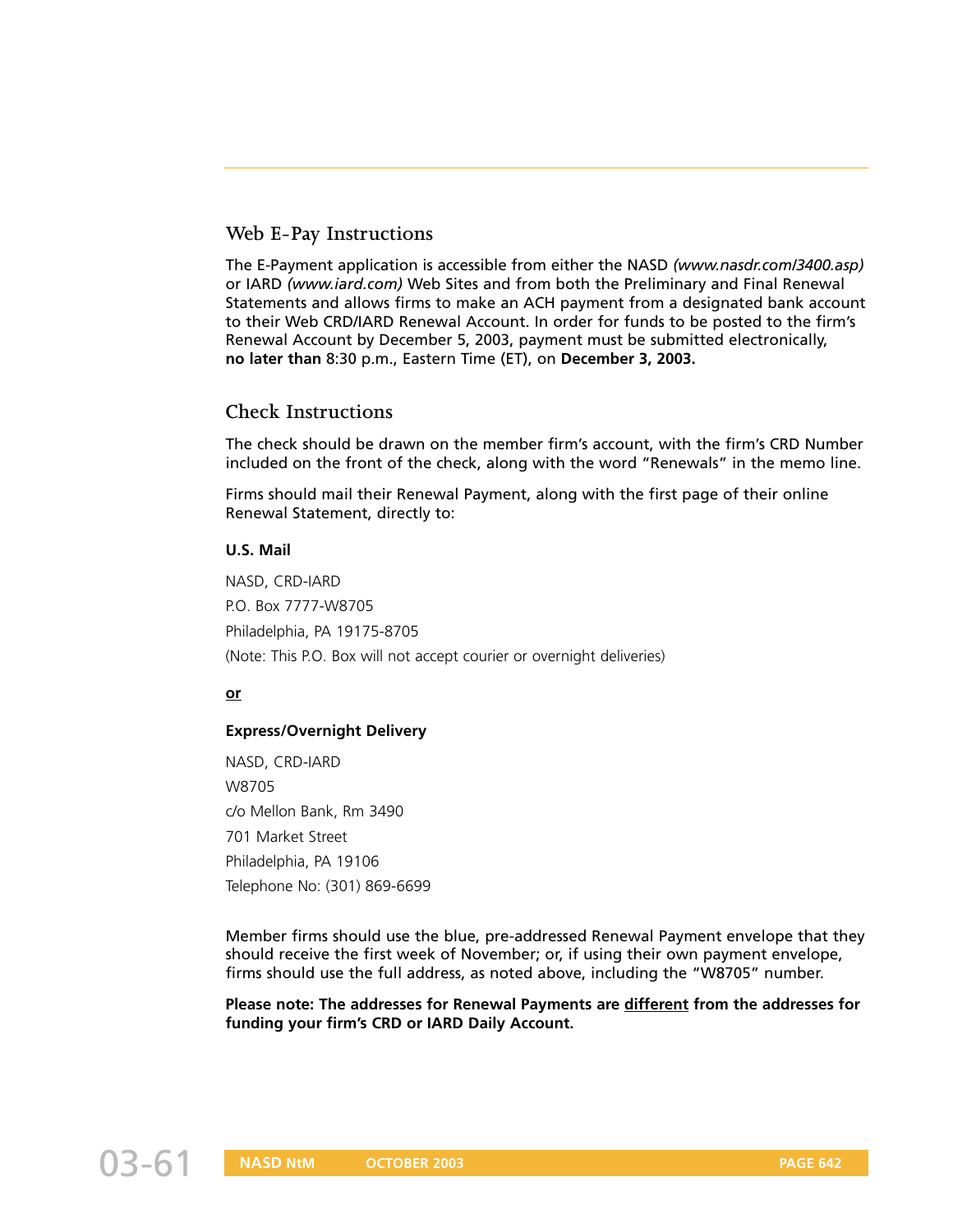## Web E-Pay Instructions

The E-Payment application is accessible from either the NASD *(www.nasdr.com/3400.asp)* or IARD *(www.iard.com)* Web Sites and from both the Preliminary and Final Renewal Statements and allows firms to make an ACH payment from a designated bank account to their Web CRD/IARD Renewal Account. In order for funds to be posted to the firm's Renewal Account by December 5, 2003, payment must be submitted electronically, **no later than** 8:30 p.m., Eastern Time (ET), on **December 3, 2003.**

## Check Instructions

The check should be drawn on the member firm's account, with the firm's CRD Number included on the front of the check, along with the word "Renewals" in the memo line.

Firms should mail their Renewal Payment, along with the first page of their online Renewal Statement, directly to:

**U.S. Mail**

NASD, CRD-IARD

P.O. Box 7777-W8705

Philadelphia, PA 19175-8705

(Note: This P.O. Box will not accept courier or overnight deliveries)

**or**

**Express/Overnight Delivery**

NASD, CRD-IARD

W8705

c/o Mellon Bank, Rm 3490

701 Market Street

Philadelphia, PA 19106

Telephone No: (301) 869-6699

Member firms should use the blue, pre-addressed Renewal Payment envelope that they should receive the first week of November; or, if using their own payment envelope, firms should use the full address, as noted above, including the "W8705" number.

**Please note: The addresses for Renewal Payments are different from the addresses for funding your firm's CRD or IARD Daily Account.**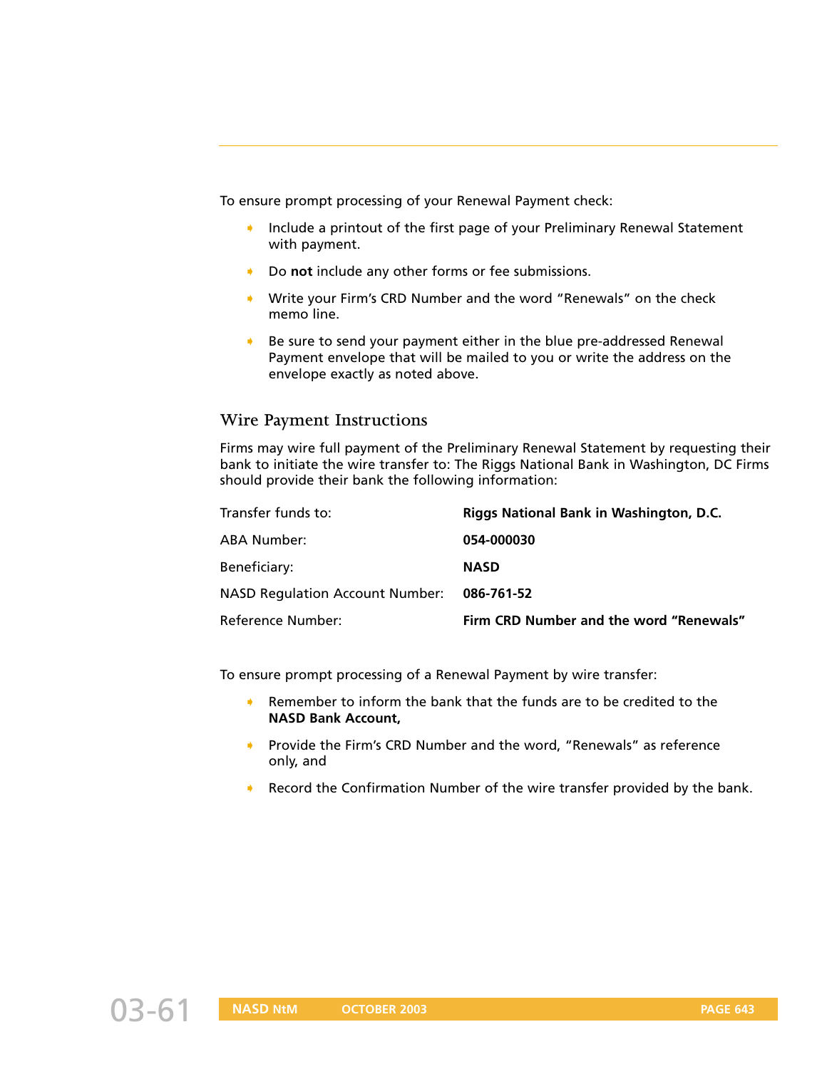To ensure prompt processing of your Renewal Payment check:

- Include a printout of the first page of your Preliminary Renewal Statement with payment.
- Do **not** include any other forms or fee submissions.
- Write your Firm's CRD Number and the word "Renewals" on the check memo line.
- Be sure to send your payment either in the blue pre-addressed Renewal Payment envelope that will be mailed to you or write the address on the envelope exactly as noted above.

## Wire Payment Instructions

Firms may wire full payment of the Preliminary Renewal Statement by requesting their bank to initiate the wire transfer to: The Riggs National Bank in Washington, DC Firms should provide their bank the following information:

| | |
|---|---|
| Transfer funds to: | **Riggs National Bank in Washington, D.C.** |
| ABA Number: | **054-000030** |
| Beneficiary: | **NASD** |
| NASD Regulation Account Number: | **086-761-52** |
| Reference Number: | **Firm CRD Number and the word "Renewals"** |

To ensure prompt processing of a Renewal Payment by wire transfer:

- Remember to inform the bank that the funds are to be credited to the **NASD Bank Account,**
- Provide the Firm's CRD Number and the word, "Renewals" as reference only, and
- Record the Confirmation Number of the wire transfer provided by the bank.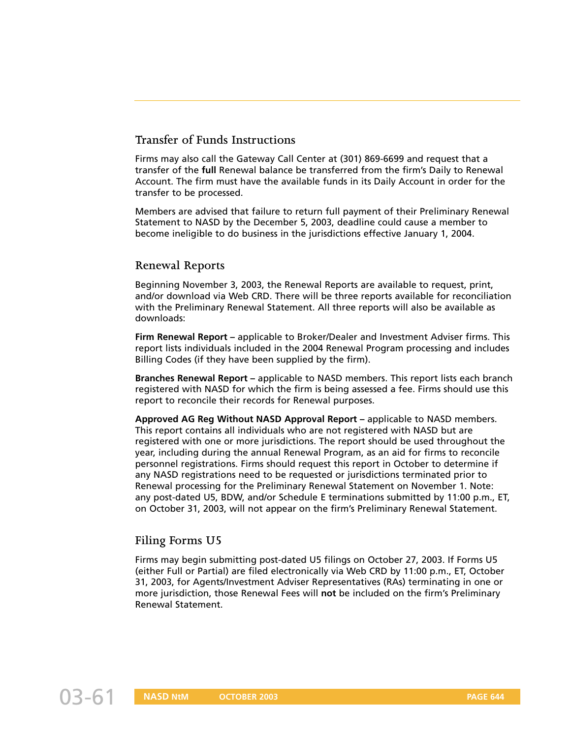## Transfer of Funds Instructions

Firms may also call the Gateway Call Center at (301) 869-6699 and request that a transfer of the **full** Renewal balance be transferred from the firm's Daily to Renewal Account. The firm must have the available funds in its Daily Account in order for the transfer to be processed.

Members are advised that failure to return full payment of their Preliminary Renewal Statement to NASD by the December 5, 2003, deadline could cause a member to become ineligible to do business in the jurisdictions effective January 1, 2004.

## Renewal Reports

Beginning November 3, 2003, the Renewal Reports are available to request, print, and/or download via Web CRD. There will be three reports available for reconciliation with the Preliminary Renewal Statement. All three reports will also be available as downloads:

**Firm Renewal Report** – applicable to Broker/Dealer and Investment Adviser firms. This report lists individuals included in the 2004 Renewal Program processing and includes Billing Codes (if they have been supplied by the firm).

**Branches Renewal Report** – applicable to NASD members. This report lists each branch registered with NASD for which the firm is being assessed a fee. Firms should use this report to reconcile their records for Renewal purposes.

**Approved AG Reg Without NASD Approval Report** – applicable to NASD members. This report contains all individuals who are not registered with NASD but are registered with one or more jurisdictions. The report should be used throughout the year, including during the annual Renewal Program, as an aid for firms to reconcile personnel registrations. Firms should request this report in October to determine if any NASD registrations need to be requested or jurisdictions terminated prior to Renewal processing for the Preliminary Renewal Statement on November 1. Note: any post-dated U5, BDW, and/or Schedule E terminations submitted by 11:00 p.m., ET, on October 31, 2003, will not appear on the firm's Preliminary Renewal Statement.

## Filing Forms U5

Firms may begin submitting post-dated U5 filings on October 27, 2003. If Forms U5 (either Full or Partial) are filed electronically via Web CRD by 11:00 p.m., ET, October 31, 2003, for Agents/Investment Adviser Representatives (RAs) terminating in one or more jurisdiction, those Renewal Fees will **not** be included on the firm's Preliminary Renewal Statement.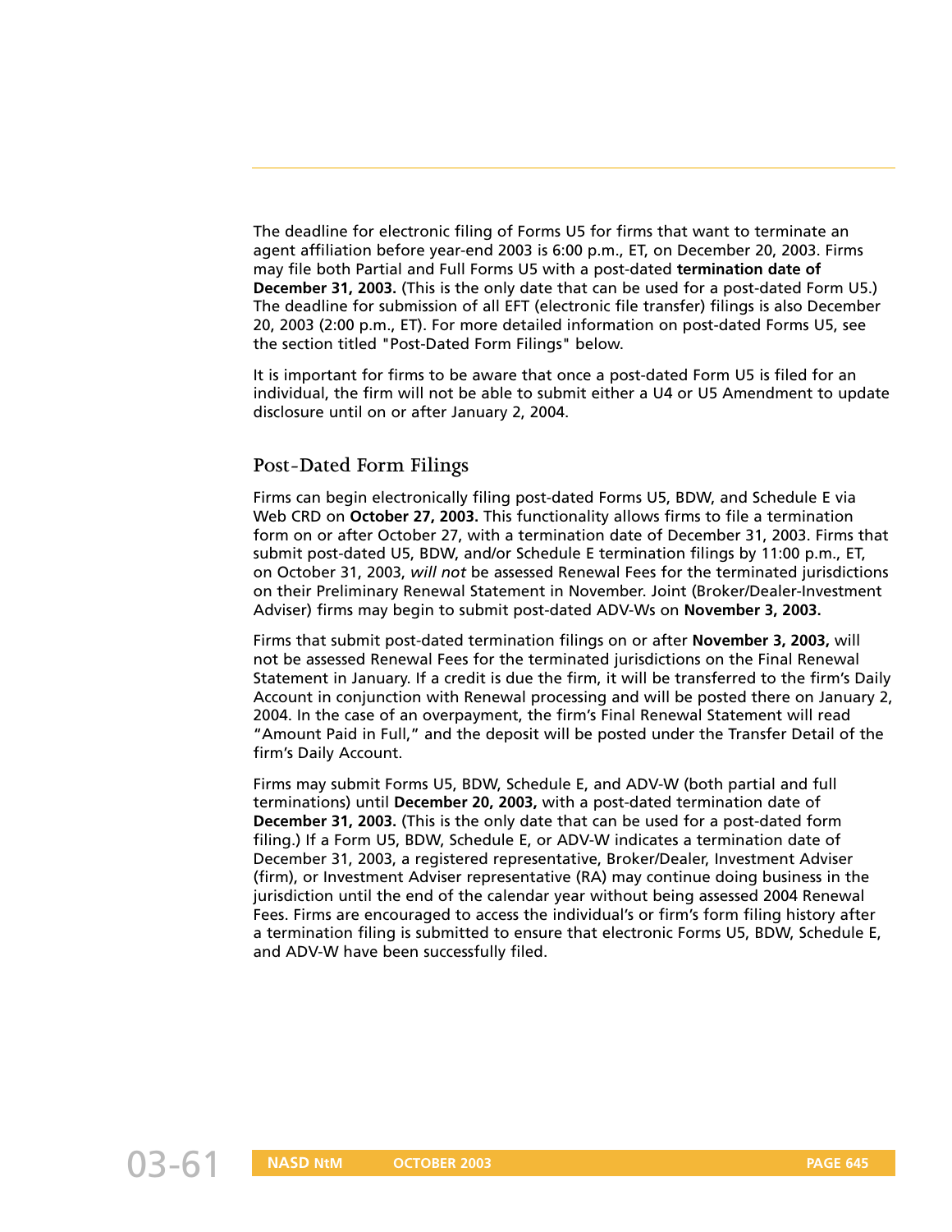The deadline for electronic filing of Forms U5 for firms that want to terminate an agent affiliation before year-end 2003 is 6:00 p.m., ET, on December 20, 2003. Firms may file both Partial and Full Forms U5 with a post-dated **termination date of December 31, 2003.** (This is the only date that can be used for a post-dated Form U5.) The deadline for submission of all EFT (electronic file transfer) filings is also December 20, 2003 (2:00 p.m., ET). For more detailed information on post-dated Forms U5, see the section titled "Post-Dated Form Filings" below.

It is important for firms to be aware that once a post-dated Form U5 is filed for an individual, the firm will not be able to submit either a U4 or U5 Amendment to update disclosure until on or after January 2, 2004.

## Post-Dated Form Filings

Firms can begin electronically filing post-dated Forms U5, BDW, and Schedule E via Web CRD on **October 27, 2003.** This functionality allows firms to file a termination form on or after October 27, with a termination date of December 31, 2003. Firms that submit post-dated U5, BDW, and/or Schedule E termination filings by 11:00 p.m., ET, on October 31, 2003, *will not* be assessed Renewal Fees for the terminated jurisdictions on their Preliminary Renewal Statement in November. Joint (Broker/Dealer-Investment Adviser) firms may begin to submit post-dated ADV-Ws on **November 3, 2003.**

Firms that submit post-dated termination filings on or after **November 3, 2003,** will not be assessed Renewal Fees for the terminated jurisdictions on the Final Renewal Statement in January. If a credit is due the firm, it will be transferred to the firm's Daily Account in conjunction with Renewal processing and will be posted there on January 2, 2004. In the case of an overpayment, the firm's Final Renewal Statement will read "Amount Paid in Full," and the deposit will be posted under the Transfer Detail of the firm's Daily Account.

Firms may submit Forms U5, BDW, Schedule E, and ADV-W (both partial and full terminations) until **December 20, 2003,** with a post-dated termination date of **December 31, 2003.** (This is the only date that can be used for a post-dated form filing.) If a Form U5, BDW, Schedule E, or ADV-W indicates a termination date of December 31, 2003, a registered representative, Broker/Dealer, Investment Adviser (firm), or Investment Adviser representative (RA) may continue doing business in the jurisdiction until the end of the calendar year without being assessed 2004 Renewal Fees. Firms are encouraged to access the individual's or firm's form filing history after a termination filing is submitted to ensure that electronic Forms U5, BDW, Schedule E, and ADV-W have been successfully filed.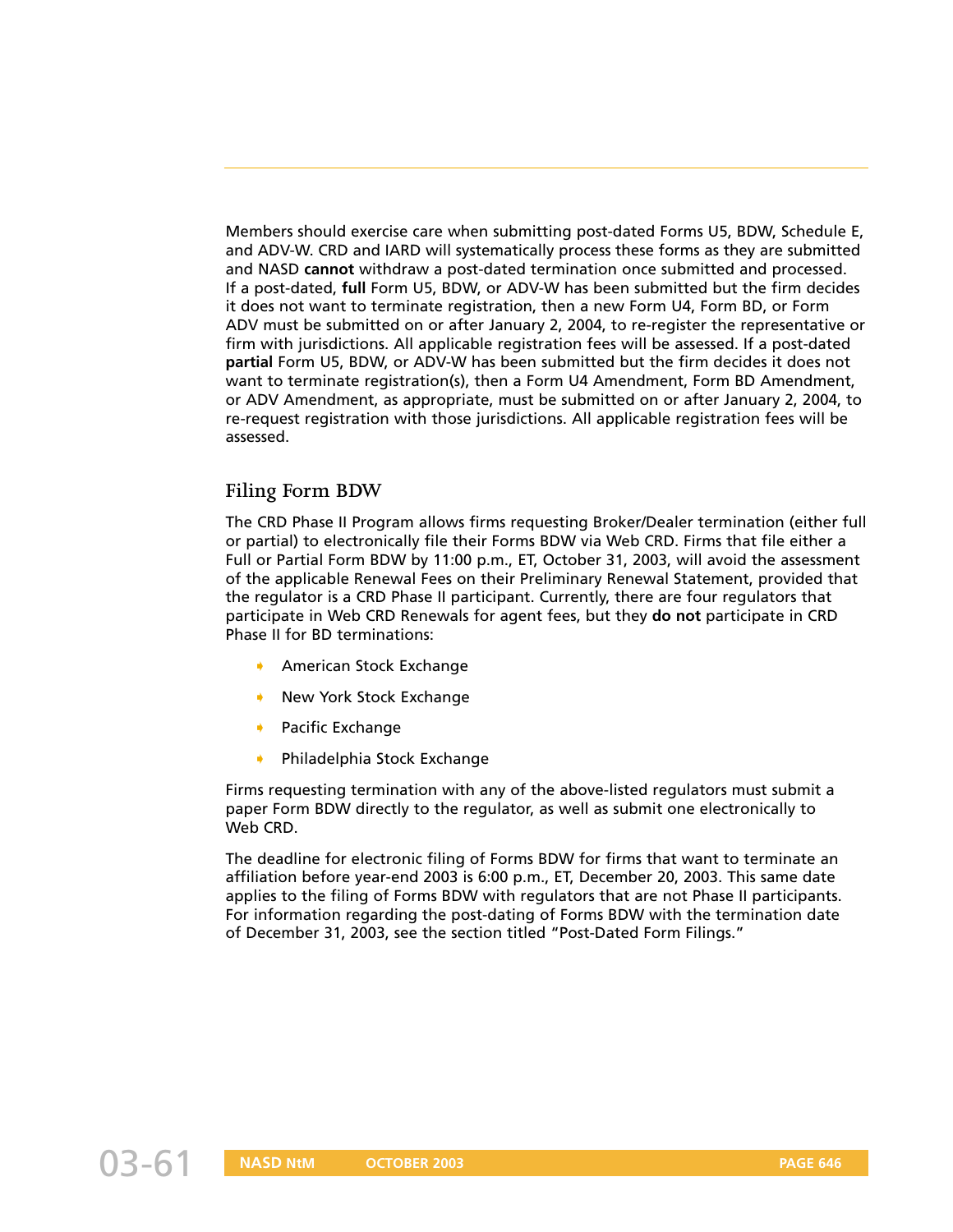Members should exercise care when submitting post-dated Forms U5, BDW, Schedule E, and ADV-W. CRD and IARD will systematically process these forms as they are submitted and NASD **cannot** withdraw a post-dated termination once submitted and processed. If a post-dated, **full** Form U5, BDW, or ADV-W has been submitted but the firm decides it does not want to terminate registration, then a new Form U4, Form BD, or Form ADV must be submitted on or after January 2, 2004, to re-register the representative or firm with jurisdictions. All applicable registration fees will be assessed. If a post-dated **partial** Form U5, BDW, or ADV-W has been submitted but the firm decides it does not want to terminate registration(s), then a Form U4 Amendment, Form BD Amendment, or ADV Amendment, as appropriate, must be submitted on or after January 2, 2004, to re-request registration with those jurisdictions. All applicable registration fees will be assessed.

## Filing Form BDW

The CRD Phase II Program allows firms requesting Broker/Dealer termination (either full or partial) to electronically file their Forms BDW via Web CRD. Firms that file either a Full or Partial Form BDW by 11:00 p.m., ET, October 31, 2003, will avoid the assessment of the applicable Renewal Fees on their Preliminary Renewal Statement, provided that the regulator is a CRD Phase II participant. Currently, there are four regulators that participate in Web CRD Renewals for agent fees, but they **do not** participate in CRD Phase II for BD terminations:

- American Stock Exchange
- New York Stock Exchange
- Pacific Exchange
- Philadelphia Stock Exchange

Firms requesting termination with any of the above-listed regulators must submit a paper Form BDW directly to the regulator, as well as submit one electronically to Web CRD.

The deadline for electronic filing of Forms BDW for firms that want to terminate an affiliation before year-end 2003 is 6:00 p.m., ET, December 20, 2003. This same date applies to the filing of Forms BDW with regulators that are not Phase II participants. For information regarding the post-dating of Forms BDW with the termination date of December 31, 2003, see the section titled "Post-Dated Form Filings."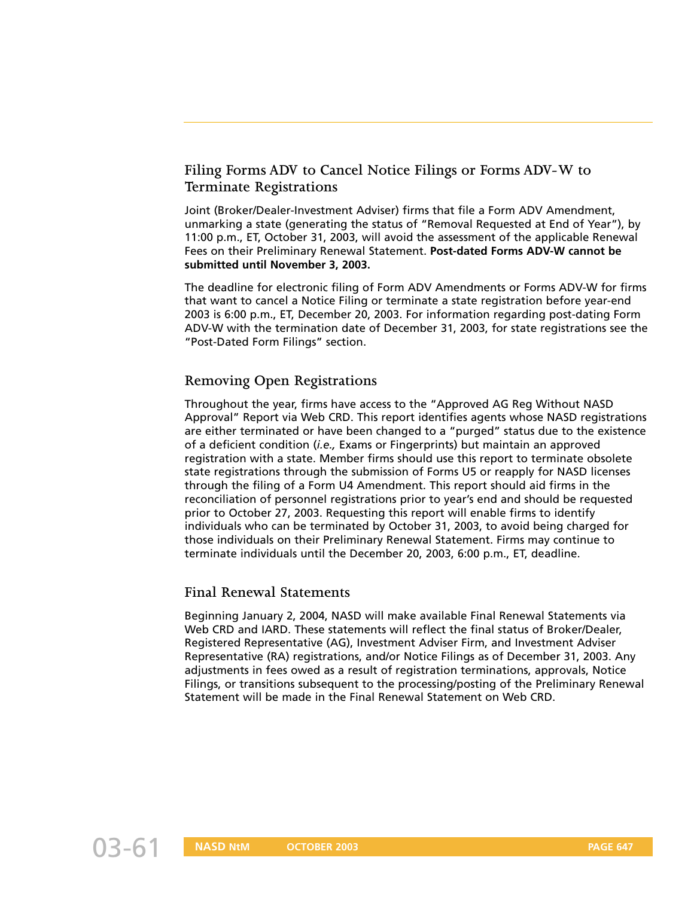## Filing Forms ADV to Cancel Notice Filings or Forms ADV-W to Terminate Registrations

Joint (Broker/Dealer-Investment Adviser) firms that file a Form ADV Amendment, unmarking a state (generating the status of "Removal Requested at End of Year"), by 11:00 p.m., ET, October 31, 2003, will avoid the assessment of the applicable Renewal Fees on their Preliminary Renewal Statement. **Post-dated Forms ADV-W cannot be submitted until November 3, 2003.**

The deadline for electronic filing of Form ADV Amendments or Forms ADV-W for firms that want to cancel a Notice Filing or terminate a state registration before year-end 2003 is 6:00 p.m., ET, December 20, 2003. For information regarding post-dating Form ADV-W with the termination date of December 31, 2003, for state registrations see the "Post-Dated Form Filings" section.

## Removing Open Registrations

Throughout the year, firms have access to the "Approved AG Reg Without NASD Approval" Report via Web CRD. This report identifies agents whose NASD registrations are either terminated or have been changed to a "purged" status due to the existence of a deficient condition (*i.e.,* Exams or Fingerprints) but maintain an approved registration with a state. Member firms should use this report to terminate obsolete state registrations through the submission of Forms U5 or reapply for NASD licenses through the filing of a Form U4 Amendment. This report should aid firms in the reconciliation of personnel registrations prior to year's end and should be requested prior to October 27, 2003. Requesting this report will enable firms to identify individuals who can be terminated by October 31, 2003, to avoid being charged for those individuals on their Preliminary Renewal Statement. Firms may continue to terminate individuals until the December 20, 2003, 6:00 p.m., ET, deadline.

## Final Renewal Statements

Beginning January 2, 2004, NASD will make available Final Renewal Statements via Web CRD and IARD. These statements will reflect the final status of Broker/Dealer, Registered Representative (AG), Investment Adviser Firm, and Investment Adviser Representative (RA) registrations, and/or Notice Filings as of December 31, 2003. Any adjustments in fees owed as a result of registration terminations, approvals, Notice Filings, or transitions subsequent to the processing/posting of the Preliminary Renewal Statement will be made in the Final Renewal Statement on Web CRD.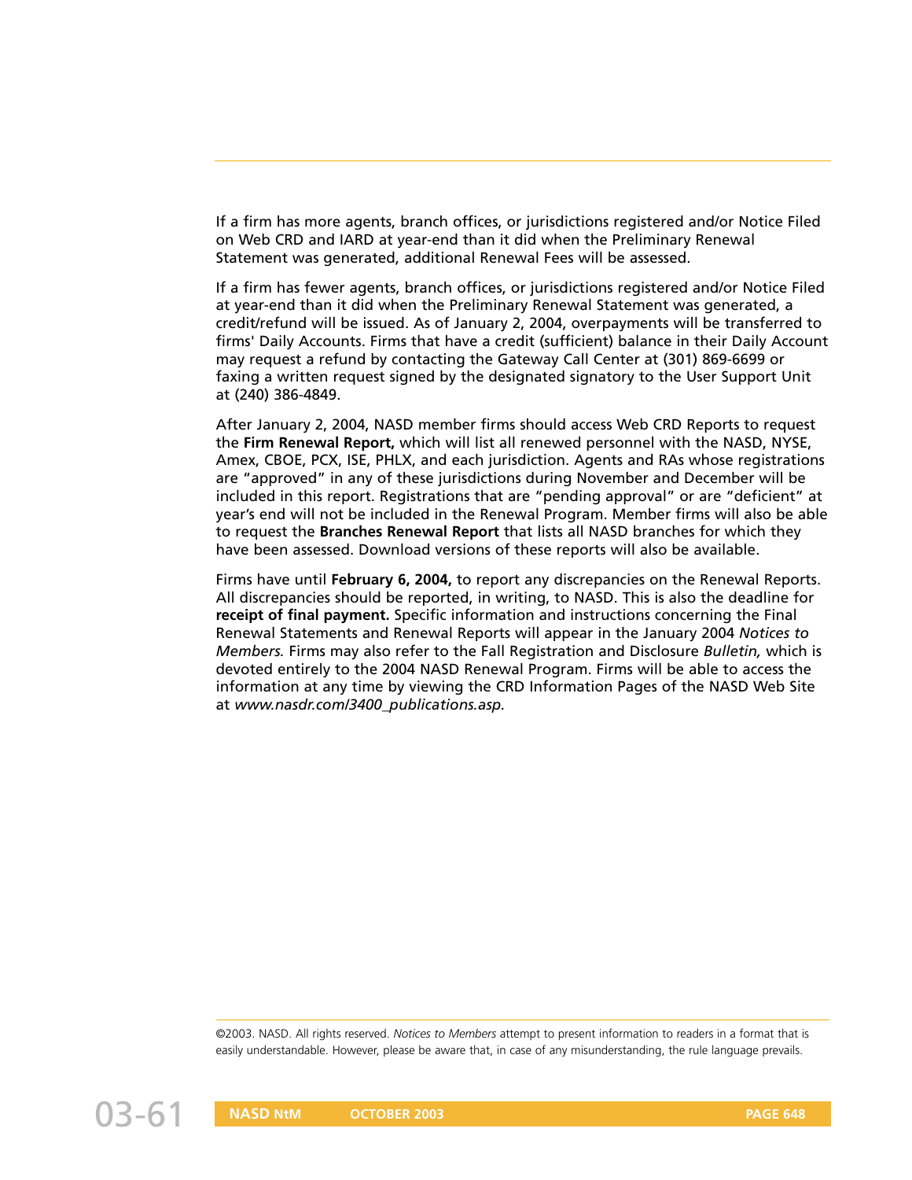If a firm has more agents, branch offices, or jurisdictions registered and/or Notice Filed on Web CRD and IARD at year-end than it did when the Preliminary Renewal Statement was generated, additional Renewal Fees will be assessed.

If a firm has fewer agents, branch offices, or jurisdictions registered and/or Notice Filed at year-end than it did when the Preliminary Renewal Statement was generated, a credit/refund will be issued. As of January 2, 2004, overpayments will be transferred to firms' Daily Accounts. Firms that have a credit (sufficient) balance in their Daily Account may request a refund by contacting the Gateway Call Center at (301) 869-6699 or faxing a written request signed by the designated signatory to the User Support Unit at (240) 386-4849.

After January 2, 2004, NASD member firms should access Web CRD Reports to request the **Firm Renewal Report,** which will list all renewed personnel with the NASD, NYSE, Amex, CBOE, PCX, ISE, PHLX, and each jurisdiction. Agents and RAs whose registrations are "approved" in any of these jurisdictions during November and December will be included in this report. Registrations that are "pending approval" or are "deficient" at year's end will not be included in the Renewal Program. Member firms will also be able to request the **Branches Renewal Report** that lists all NASD branches for which they have been assessed. Download versions of these reports will also be available.

Firms have until **February 6, 2004,** to report any discrepancies on the Renewal Reports. All discrepancies should be reported, in writing, to NASD. This is also the deadline for **receipt of final payment.** Specific information and instructions concerning the Final Renewal Statements and Renewal Reports will appear in the January 2004 *Notices to Members.* Firms may also refer to the Fall Registration and Disclosure *Bulletin,* which is devoted entirely to the 2004 NASD Renewal Program. Firms will be able to access the information at any time by viewing the CRD Information Pages of the NASD Web Site at *www.nasdr.com/3400_publications.asp.*

©2003. NASD. All rights reserved. *Notices to Members* attempt to present information to readers in a format that is easily understandable. However, please be aware that, in case of any misunderstanding, the rule language prevails.